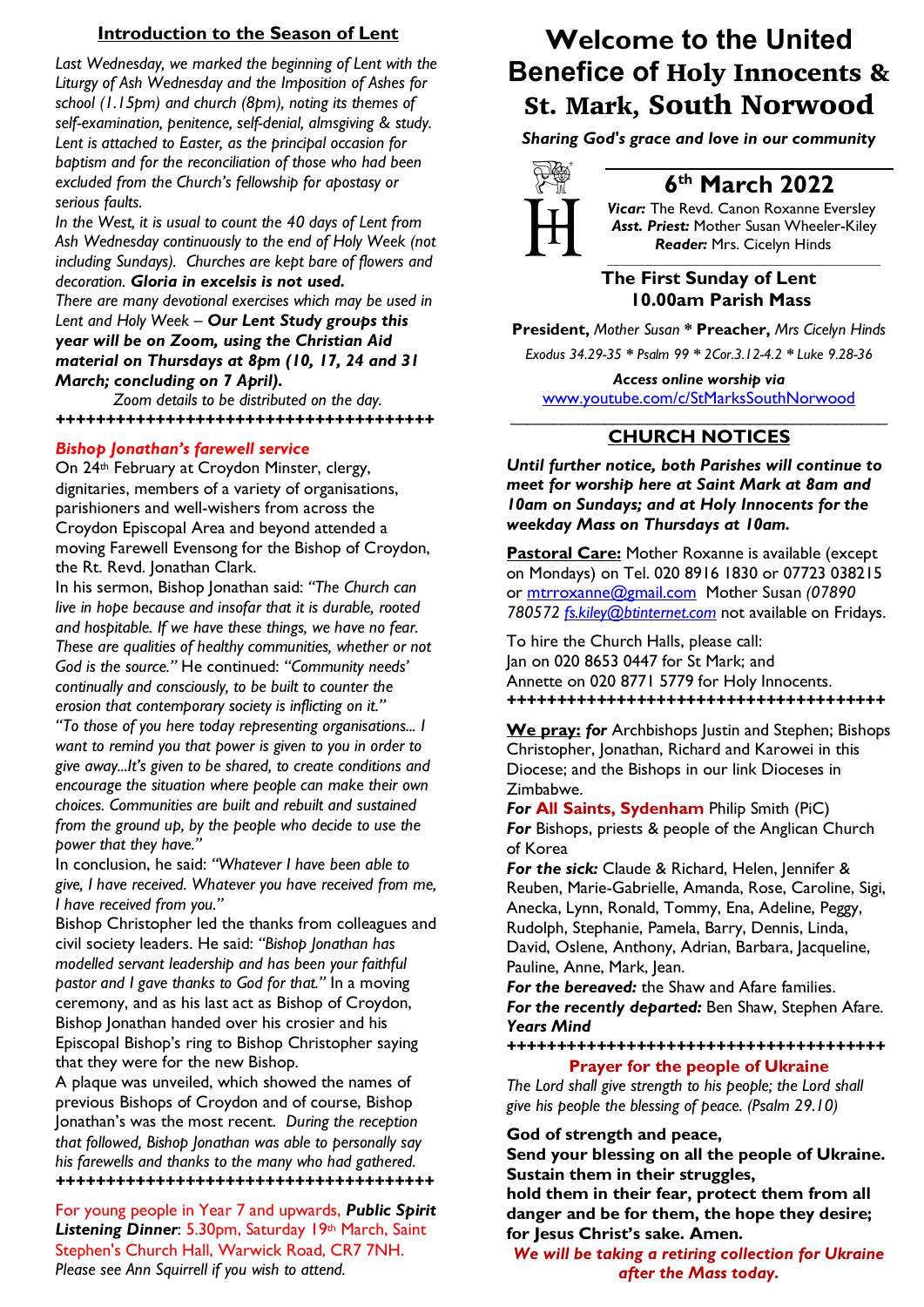# Welcome to the United Benefice of Holy Innocents & St. Mark, South Norwood

*Sharing God's grace and love in our community*

## 6th March 2022

***Vicar:*** The Revd. Canon Roxanne Eversley
***Asst. Priest:*** Mother Susan Wheeler-Kiley
***Reader:*** Mrs. Cicelyn Hinds

**The First Sunday of Lent**
**10.00am Parish Mass**

**President,** *Mother Susan* * **Preacher,** *Mrs Cicelyn Hinds*

*Exodus 34.29-35 * Psalm 99 * 2Cor.3.12-4.2 * Luke 9.28-36*

***Access online worship via***
www.youtube.com/c/StMarksSouthNorwood

## CHURCH NOTICES

***Until further notice, both Parishes will continue to meet for worship here at Saint Mark at 8am and 10am on Sundays; and at Holy Innocents for the weekday Mass on Thursdays at 10am.***

**Pastoral Care:** Mother Roxanne is available (except on Mondays) on Tel. 020 8916 1830 or 07723 038215 or mtrroxanne@gmail.com Mother Susan *(07890 780572 fs.kiley@btinternet.com* not available on Fridays.

To hire the Church Halls, please call:
Jan on 020 8653 0447 for St Mark; and
Annette on 020 8771 5779 for Holy Innocents.

++++++++++++++++++++++++++++++++++++++++

**We pray:** ***for*** Archbishops Justin and Stephen; Bishops Christopher, Jonathan, Richard and Karowei in this Diocese; and the Bishops in our link Dioceses in Zimbabwe.
***For*** **All Saints, Sydenham** Philip Smith (PiC)
***For*** Bishops, priests & people of the Anglican Church of Korea
***For the sick:*** Claude & Richard, Helen, Jennifer & Reuben, Marie-Gabrielle, Amanda, Rose, Caroline, Sigi, Anecka, Lynn, Ronald, Tommy, Ena, Adeline, Peggy, Rudolph, Stephanie, Pamela, Barry, Dennis, Linda, David, Oslene, Anthony, Adrian, Barbara, Jacqueline, Pauline, Anne, Mark, Jean.
***For the bereaved:*** the Shaw and Afare families.
***For the recently departed:*** Ben Shaw, Stephen Afare.
***Years Mind***

++++++++++++++++++++++++++++++++++++++++

### Prayer for the people of Ukraine

*The Lord shall give strength to his people; the Lord shall give his people the blessing of peace. (Psalm 29.10)*

**God of strength and peace,**
**Send your blessing on all the people of Ukraine.**
**Sustain them in their struggles,**
**hold them in their fear, protect them from all danger and be for them, the hope they desire; for Jesus Christ's sake. Amen.**

***We will be taking a retiring collection for Ukraine after the Mass today.***

## Introduction to the Season of Lent

*Last Wednesday, we marked the beginning of Lent with the Liturgy of Ash Wednesday and the Imposition of Ashes for school (1.15pm) and church (8pm), noting its themes of self-examination, penitence, self-denial, almsgiving & study. Lent is attached to Easter, as the principal occasion for baptism and for the reconciliation of those who had been excluded from the Church's fellowship for apostasy or serious faults.*

*In the West, it is usual to count the 40 days of Lent from Ash Wednesday continuously to the end of Holy Week (not including Sundays). Churches are kept bare of flowers and decoration.* ***Gloria in excelsis is not used.***

*There are many devotional exercises which may be used in Lent and Holy Week –* ***Our Lent Study groups this year will be on Zoom, using the Christian Aid material on Thursdays at 8pm (10, 17, 24 and 31 March; concluding on 7 April).***

*Zoom details to be distributed on the day.*

++++++++++++++++++++++++++++++++++++++++

### *Bishop Jonathan's farewell service*

On 24th February at Croydon Minster, clergy, dignitaries, members of a variety of organisations, parishioners and well-wishers from across the Croydon Episcopal Area and beyond attended a moving Farewell Evensong for the Bishop of Croydon, the Rt. Revd. Jonathan Clark.

In his sermon, Bishop Jonathan said: *"The Church can live in hope because and insofar that it is durable, rooted and hospitable. If we have these things, we have no fear. These are qualities of healthy communities, whether or not God is the source."* He continued: *"Community needs' continually and consciously, to be built to counter the erosion that contemporary society is inflicting on it." "To those of you here today representing organisations... I want to remind you that power is given to you in order to give away...It's given to be shared, to create conditions and encourage the situation where people can make their own choices. Communities are built and rebuilt and sustained from the ground up, by the people who decide to use the power that they have."*

In conclusion, he said: *"Whatever I have been able to give, I have received. Whatever you have received from me, I have received from you."*

Bishop Christopher led the thanks from colleagues and civil society leaders. He said: *"Bishop Jonathan has modelled servant leadership and has been your faithful pastor and I gave thanks to God for that."* In a moving ceremony, and as his last act as Bishop of Croydon, Bishop Jonathan handed over his crosier and his Episcopal Bishop's ring to Bishop Christopher saying that they were for the new Bishop.

A plaque was unveiled, which showed the names of previous Bishops of Croydon and of course, Bishop Jonathan's was the most recent. *During the reception that followed, Bishop Jonathan was able to personally say his farewells and thanks to the many who had gathered.*

++++++++++++++++++++++++++++++++++++++++

For young people in Year 7 and upwards, ***Public Spirit Listening Dinner***: 5.30pm, Saturday 19th March, Saint Stephen's Church Hall, Warwick Road, CR7 7NH.
*Please see Ann Squirrell if you wish to attend.*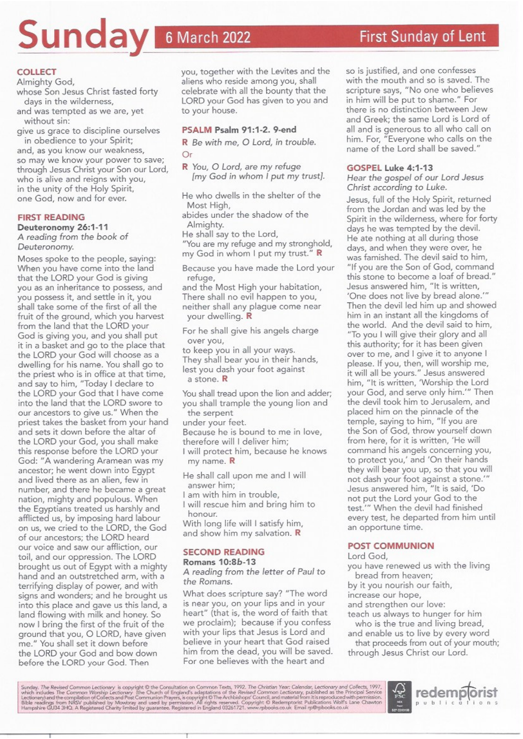# Sunday 6 March 2022 First Sunday of Lent

## COLLECT

Almighty God,
whose Son Jesus Christ fasted forty days in the wilderness,
and was tempted as we are, yet without sin:
give us grace to discipline ourselves in obedience to your Spirit;
and, as you know our weakness,
so may we know your power to save;
through Jesus Christ your Son our Lord,
who is alive and reigns with you,
in the unity of the Holy Spirit,
one God, now and for ever.

## FIRST READING

**Deuteronomy 26:1-11**

*A reading from the book of Deuteronomy.*

Moses spoke to the people, saying: When you have come into the land that the LORD your God is giving you as an inheritance to possess, and you possess it, and settle in it, you shall take some of the first of all the fruit of the ground, which you harvest from the land that the LORD your God is giving you, and you shall put it in a basket and go to the place that the LORD your God will choose as a dwelling for his name. You shall go to the priest who is in office at that time, and say to him, "Today I declare to the LORD your God that I have come into the land that the LORD swore to our ancestors to give us." When the priest takes the basket from your hand and sets it down before the altar of the LORD your God, you shall make this response before the LORD your God: "A wandering Aramean was my ancestor; he went down into Egypt and lived there as an alien, few in number, and there he became a great nation, mighty and populous. When the Egyptians treated us harshly and afflicted us, by imposing hard labour on us, we cried to the LORD, the God of our ancestors; the LORD heard our voice and saw our affliction, our toil, and our oppression. The LORD brought us out of Egypt with a mighty hand and an outstretched arm, with a terrifying display of power, and with signs and wonders; and he brought us into this place and gave us this land, a land flowing with milk and honey. So now I bring the first of the fruit of the ground that you, O LORD, have given me." You shall set it down before the LORD your God and bow down before the LORD your God. Then you, together with the Levites and the aliens who reside among you, shall celebrate with all the bounty that the LORD your God has given to you and to your house.

## PSALM Psalm 91:1-2. 9-end

**R** *Be with me, O Lord, in trouble.*

Or

**R** *You, O Lord, are my refuge [my God in whom I put my trust].*

He who dwells in the shelter of the Most High,
abides under the shadow of the Almighty.
He shall say to the Lord,
"You are my refuge and my stronghold,
my God in whom I put my trust." **R**

Because you have made the Lord your refuge,
and the Most High your habitation,
There shall no evil happen to you,
neither shall any plague come near your dwelling. **R**

For he shall give his angels charge over you,
to keep you in all your ways.
They shall bear you in their hands,
lest you dash your foot against a stone. **R**

You shall tread upon the lion and adder;
you shall trample the young lion and the serpent
under your feet.
Because he is bound to me in love,
therefore will I deliver him;
I will protect him, because he knows my name. **R**

He shall call upon me and I will answer him;
I am with him in trouble,
I will rescue him and bring him to honour.
With long life will I satisfy him,
and show him my salvation. **R**

## SECOND READING

**Romans 10:8*b*-13**

*A reading from the letter of Paul to the Romans.*

What does scripture say? "The word is near you, on your lips and in your heart" (that is, the word of faith that we proclaim); because if you confess with your lips that Jesus is Lord and believe in your heart that God raised him from the dead, you will be saved. For one believes with the heart and so is justified, and one confesses with the mouth and so is saved. The scripture says, "No one who believes in him will be put to shame." For there is no distinction between Jew and Greek; the same Lord is Lord of all and is generous to all who call on him. For, "Everyone who calls on the name of the Lord shall be saved."

## GOSPEL Luke 4:1-13

*Hear the gospel of our Lord Jesus Christ according to Luke.*

Jesus, full of the Holy Spirit, returned from the Jordan and was led by the Spirit in the wilderness, where for forty days he was tempted by the devil. He ate nothing at all during those days, and when they were over, he was famished. The devil said to him, "If you are the Son of God, command this stone to become a loaf of bread." Jesus answered him, "It is written, 'One does not live by bread alone.'" Then the devil led him up and showed him in an instant all the kingdoms of the world. And the devil said to him, "To you I will give their glory and all this authority; for it has been given over to me, and I give it to anyone I please. If you, then, will worship me, it will all be yours." Jesus answered him, "It is written, 'Worship the Lord your God, and serve only him.'" Then the devil took him to Jerusalem, and placed him on the pinnacle of the temple, saying to him, "If you are the Son of God, throw yourself down from here, for it is written, 'He will command his angels concerning you, to protect you,' and 'On their hands they will bear you up, so that you will not dash your foot against a stone.'" Jesus answered him, "It is said, 'Do not put the Lord your God to the test.'" When the devil had finished every test, he departed from him until an opportune time.

## POST COMMUNION

Lord God,
you have renewed us with the living bread from heaven;
by it you nourish our faith,
increase our hope,
and strengthen our love:
teach us always to hunger for him who is the true and living bread,
and enable us to live by every word that proceeds from out of your mouth;
through Jesus Christ our Lord.

Sunday. *The Revised Common Lectionary* is copyright © the Consultation on Common Texts, 1992. *The Christian Year: Calendar, Lectionary and Collects*, 1997, which includes *The Common Worship Lectionary* (the Church of England's adaptations of the *Revised Common Lectionary*, published as the Principal Service Lectionary) and the compilation of Collects and Post Communion Prayers, is copyright © The Archbishops' Council, and material from it is reproduced with permission. Bible readings from NRSV published by Mowbray and used by permission. All rights reserved. Copyright © Redemptorist Publications Wolf's Lane Chawton Hampshire GU34 3HQ. A Registered Charity limited by guarantee. Registered in England 03261721. www.rpbooks.co.uk Email rp@rpbooks.co.uk

redemptorist publications